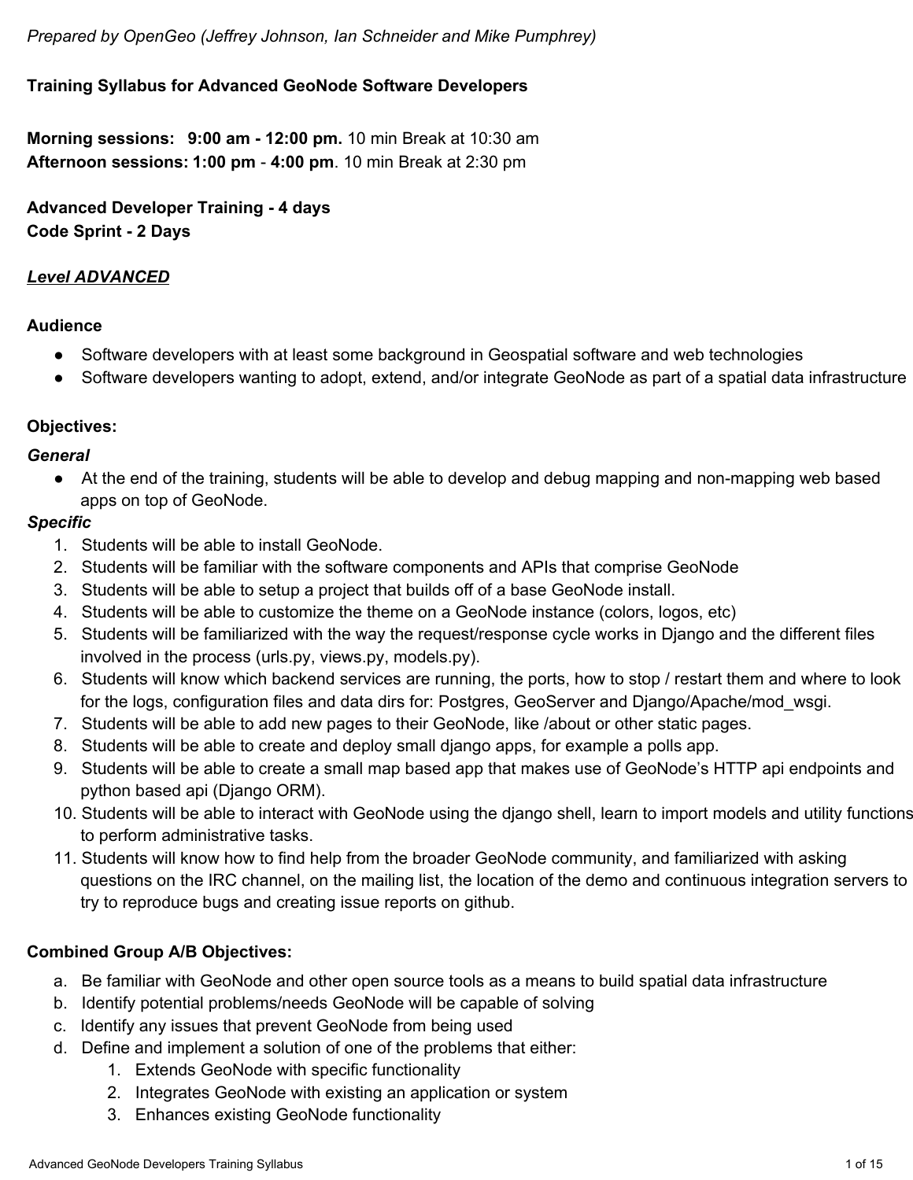*Prepared by OpenGeo (Jeffrey Johnson, Ian Schneider and Mike Pumphrey)*

**Training Syllabus for Advanced GeoNode Software Developers**

**Morning sessions: 9:00 am - 12:00 pm.** 10 min Break at 10:30 am
**Afternoon sessions: 1:00 pm - 4:00 pm**. 10 min Break at 2:30 pm

**Advanced Developer Training - 4 days**
**Code Sprint - 2 Days**

***Level ADVANCED***

**Audience**

- Software developers with at least some background in Geospatial software and web technologies
- Software developers wanting to adopt, extend, and/or integrate GeoNode as part of a spatial data infrastructure

**Objectives:**

***General***

- At the end of the training, students will be able to develop and debug mapping and non-mapping web based apps on top of GeoNode.

***Specific***

1. Students will be able to install GeoNode.
2. Students will be familiar with the software components and APIs that comprise GeoNode
3. Students will be able to setup a project that builds off of a base GeoNode install.
4. Students will be able to customize the theme on a GeoNode instance (colors, logos, etc)
5. Students will be familiarized with the way the request/response cycle works in Django and the different files involved in the process (urls.py, views.py, models.py).
6. Students will know which backend services are running, the ports, how to stop / restart them and where to look for the logs, configuration files and data dirs for: Postgres, GeoServer and Django/Apache/mod_wsgi.
7. Students will be able to add new pages to their GeoNode, like /about or other static pages.
8. Students will be able to create and deploy small django apps, for example a polls app.
9. Students will be able to create a small map based app that makes use of GeoNode's HTTP api endpoints and python based api (Django ORM).
10. Students will be able to interact with GeoNode using the django shell, learn to import models and utility functions to perform administrative tasks.
11. Students will know how to find help from the broader GeoNode community, and familiarized with asking questions on the IRC channel, on the mailing list, the location of the demo and continuous integration servers to try to reproduce bugs and creating issue reports on github.

**Combined Group A/B Objectives:**

a. Be familiar with GeoNode and other open source tools as a means to build spatial data infrastructure
b. Identify potential problems/needs GeoNode will be capable of solving
c. Identify any issues that prevent GeoNode from being used
d. Define and implement a solution of one of the problems that either:
    1. Extends GeoNode with specific functionality
    2. Integrates GeoNode with existing an application or system
    3. Enhances existing GeoNode functionality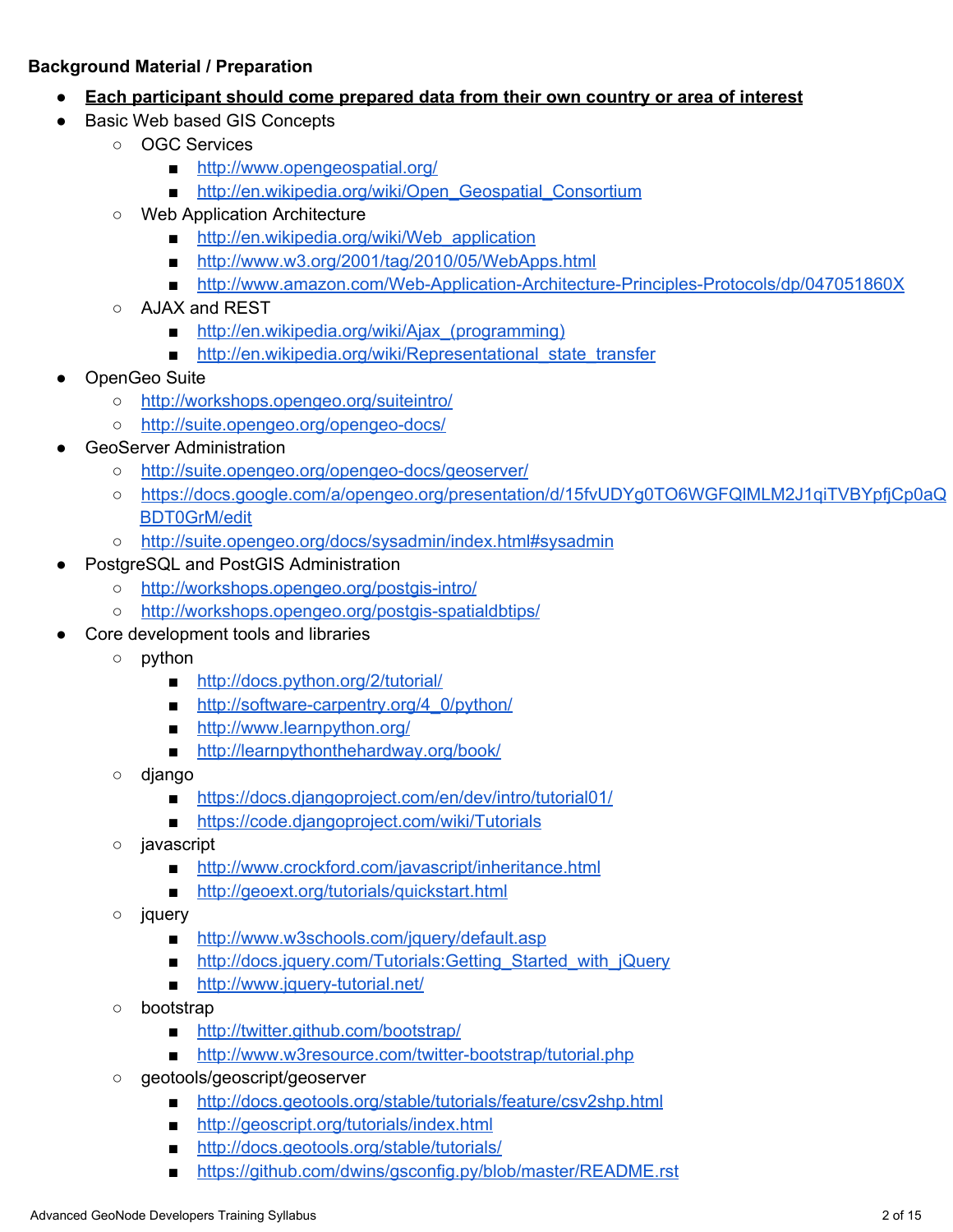**Background Material / Preparation**

- **Each participant should come prepared data from their own country or area of interest**
- Basic Web based GIS Concepts
    - OGC Services
        - http://www.opengeospatial.org/
        - http://en.wikipedia.org/wiki/Open_Geospatial_Consortium
    - Web Application Architecture
        - http://en.wikipedia.org/wiki/Web_application
        - http://www.w3.org/2001/tag/2010/05/WebApps.html
        - http://www.amazon.com/Web-Application-Architecture-Principles-Protocols/dp/047051860X
    - AJAX and REST
        - http://en.wikipedia.org/wiki/Ajax_(programming)
        - http://en.wikipedia.org/wiki/Representational_state_transfer
- OpenGeo Suite
    - http://workshops.opengeo.org/suiteintro/
    - http://suite.opengeo.org/opengeo-docs/
- GeoServer Administration
    - http://suite.opengeo.org/opengeo-docs/geoserver/
    - https://docs.google.com/a/opengeo.org/presentation/d/15fvUDYg0TO6WGFQIMLM2J1qiTVBYpfjCp0aQBDT0GrM/edit
    - http://suite.opengeo.org/docs/sysadmin/index.html#sysadmin
- PostgreSQL and PostGIS Administration
    - http://workshops.opengeo.org/postgis-intro/
    - http://workshops.opengeo.org/postgis-spatialdbtips/
- Core development tools and libraries
    - python
        - http://docs.python.org/2/tutorial/
        - http://software-carpentry.org/4_0/python/
        - http://www.learnpython.org/
        - http://learnpythonthehardway.org/book/
    - django
        - https://docs.djangoproject.com/en/dev/intro/tutorial01/
        - https://code.djangoproject.com/wiki/Tutorials
    - javascript
        - http://www.crockford.com/javascript/inheritance.html
        - http://geoext.org/tutorials/quickstart.html
    - jquery
        - http://www.w3schools.com/jquery/default.asp
        - http://docs.jquery.com/Tutorials:Getting_Started_with_jQuery
        - http://www.jquery-tutorial.net/
    - bootstrap
        - http://twitter.github.com/bootstrap/
        - http://www.w3resource.com/twitter-bootstrap/tutorial.php
    - geotools/geoscript/geoserver
        - http://docs.geotools.org/stable/tutorials/feature/csv2shp.html
        - http://geoscript.org/tutorials/index.html
        - http://docs.geotools.org/stable/tutorials/
        - https://github.com/dwins/gsconfig.py/blob/master/README.rst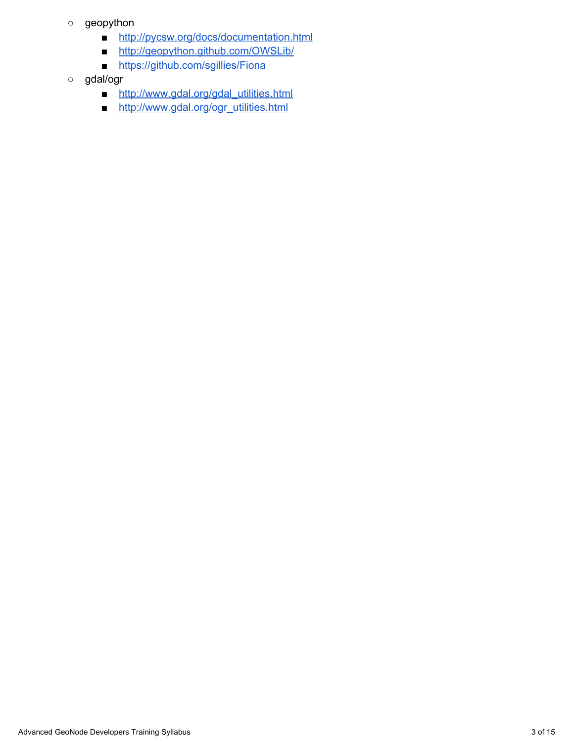- geopython
  - [http://pycsw.org/docs/documentation.html](http://pycsw.org/docs/documentation.html)
  - [http://geopython.github.com/OWSLib/](http://geopython.github.com/OWSLib/)
  - [https://github.com/sgillies/Fiona](https://github.com/sgillies/Fiona)
- gdal/ogr
  - [http://www.gdal.org/gdal_utilities.html](http://www.gdal.org/gdal_utilities.html)
  - [http://www.gdal.org/ogr_utilities.html](http://www.gdal.org/ogr_utilities.html)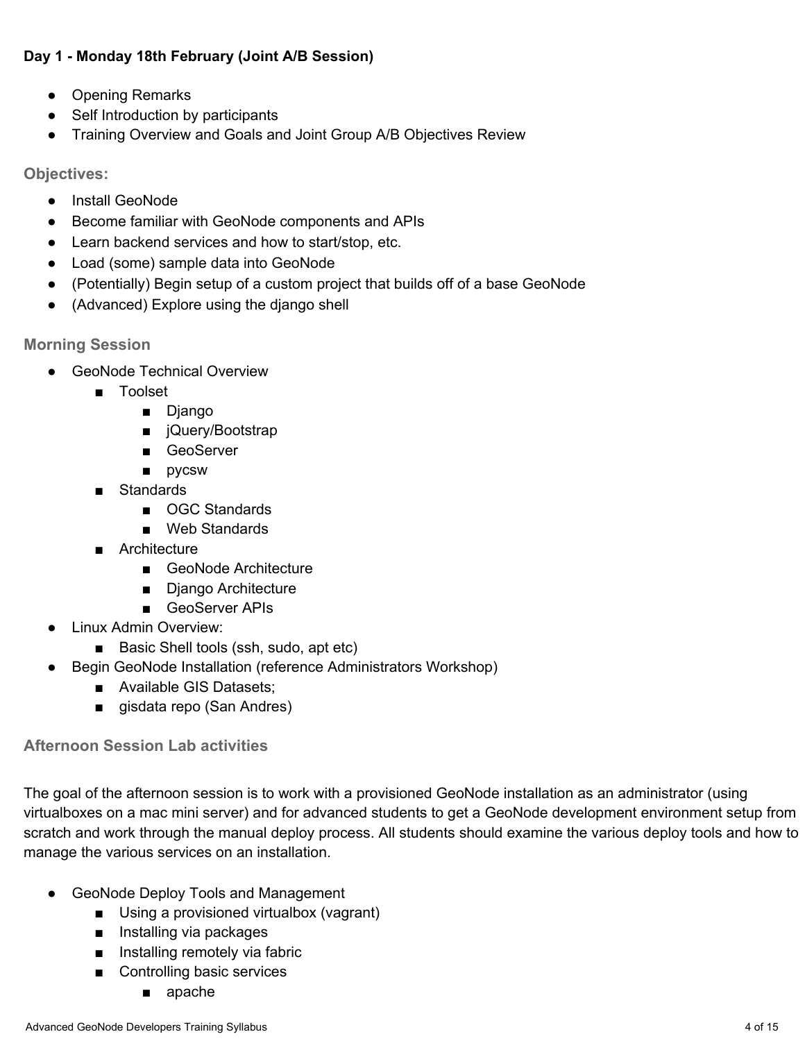**Day 1 - Monday 18th February (Joint A/B Session)**

- Opening Remarks
- Self Introduction by participants
- Training Overview and Goals and Joint Group A/B Objectives Review

### Objectives:

- Install GeoNode
- Become familiar with GeoNode components and APIs
- Learn backend services and how to start/stop, etc.
- Load (some) sample data into GeoNode
- (Potentially) Begin setup of a custom project that builds off of a base GeoNode
- (Advanced) Explore using the django shell

### Morning Session

- GeoNode Technical Overview
  - Toolset
    - Django
    - jQuery/Bootstrap
    - GeoServer
    - pycsw
  - Standards
    - OGC Standards
    - Web Standards
  - Architecture
    - GeoNode Architecture
    - Django Architecture
    - GeoServer APIs
- Linux Admin Overview:
  - Basic Shell tools (ssh, sudo, apt etc)
- Begin GeoNode Installation (reference Administrators Workshop)
  - Available GIS Datasets;
  - gisdata repo (San Andres)

### Afternoon Session Lab activities

The goal of the afternoon session is to work with a provisioned GeoNode installation as an administrator (using virtualboxes on a mac mini server) and for advanced students to get a GeoNode development environment setup from scratch and work through the manual deploy process. All students should examine the various deploy tools and how to manage the various services on an installation.

- GeoNode Deploy Tools and Management
  - Using a provisioned virtualbox (vagrant)
  - Installing via packages
  - Installing remotely via fabric
  - Controlling basic services
    - apache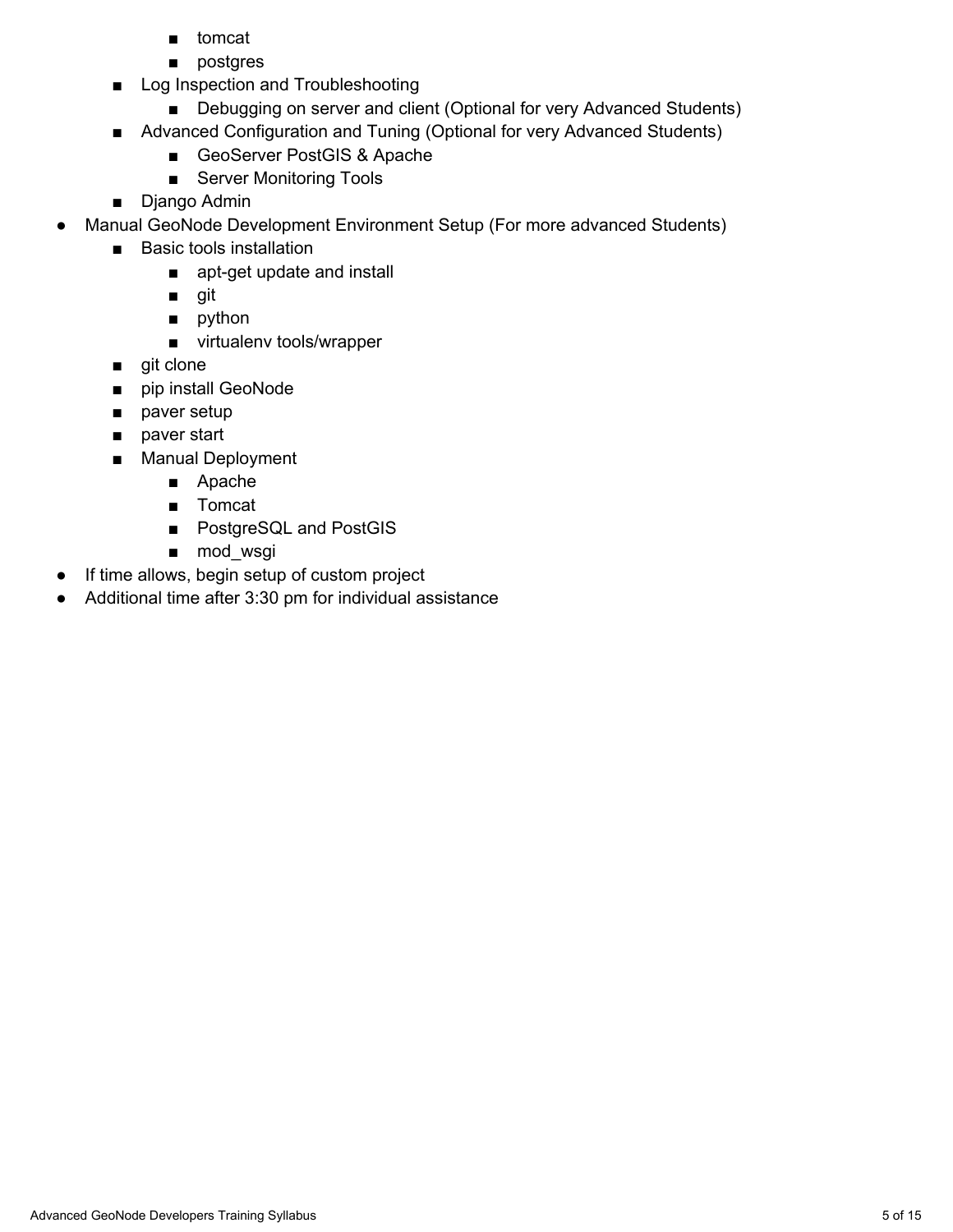- tomcat
        - postgres
    - Log Inspection and Troubleshooting
        - Debugging on server and client (Optional for very Advanced Students)
    - Advanced Configuration and Tuning (Optional for very Advanced Students)
        - GeoServer PostGIS & Apache
        - Server Monitoring Tools
    - Django Admin
- Manual GeoNode Development Environment Setup (For more advanced Students)
    - Basic tools installation
        - apt-get update and install
        - git
        - python
        - virtualenv tools/wrapper
    - git clone
    - pip install GeoNode
    - paver setup
    - paver start
    - Manual Deployment
        - Apache
        - Tomcat
        - PostgreSQL and PostGIS
        - mod_wsgi
- If time allows, begin setup of custom project
- Additional time after 3:30 pm for individual assistance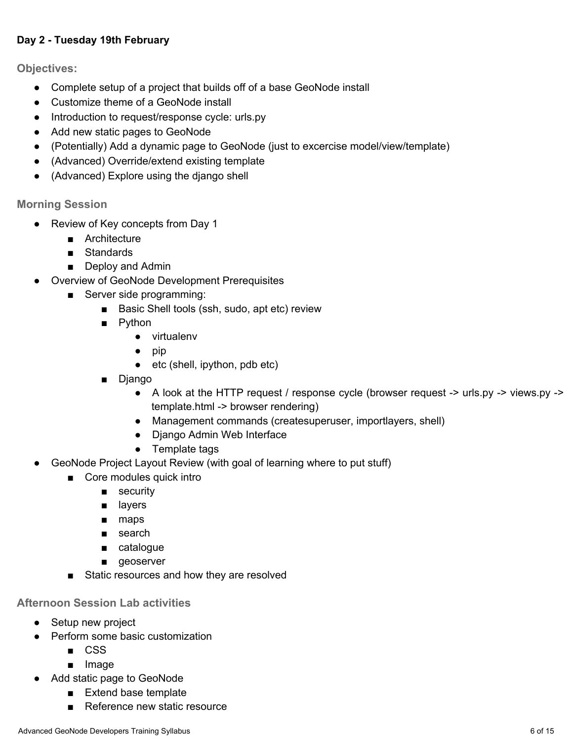**Day 2 - Tuesday 19th February**

### Objectives:

- Complete setup of a project that builds off of a base GeoNode install
- Customize theme of a GeoNode install
- Introduction to request/response cycle: urls.py
- Add new static pages to GeoNode
- (Potentially) Add a dynamic page to GeoNode (just to excercise model/view/template)
- (Advanced) Override/extend existing template
- (Advanced) Explore using the django shell

### Morning Session

- Review of Key concepts from Day 1
  - Architecture
  - Standards
  - Deploy and Admin
- Overview of GeoNode Development Prerequisites
  - Server side programming:
    - Basic Shell tools (ssh, sudo, apt etc) review
    - Python
      - virtualenv
      - pip
      - etc (shell, ipython, pdb etc)
    - Django
      - A look at the HTTP request / response cycle (browser request -> urls.py -> views.py -> template.html -> browser rendering)
      - Management commands (createsuperuser, importlayers, shell)
      - Django Admin Web Interface
      - Template tags
- GeoNode Project Layout Review (with goal of learning where to put stuff)
  - Core modules quick intro
    - security
    - layers
    - maps
    - search
    - catalogue
    - geoserver
  - Static resources and how they are resolved

### Afternoon Session Lab activities

- Setup new project
- Perform some basic customization
  - CSS
  - Image
- Add static page to GeoNode
  - Extend base template
  - Reference new static resource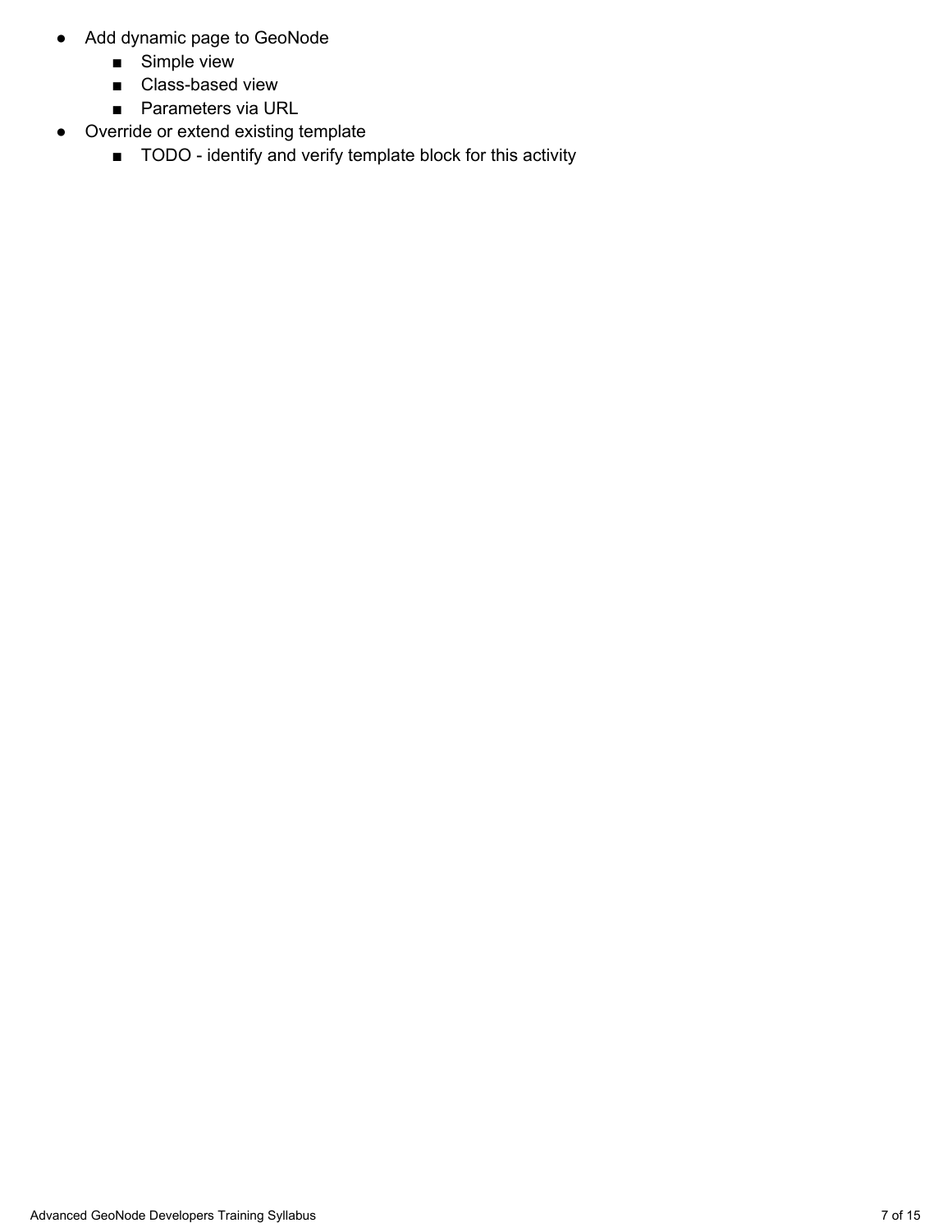- Add dynamic page to GeoNode
    - Simple view
    - Class-based view
    - Parameters via URL
- Override or extend existing template
    - TODO - identify and verify template block for this activity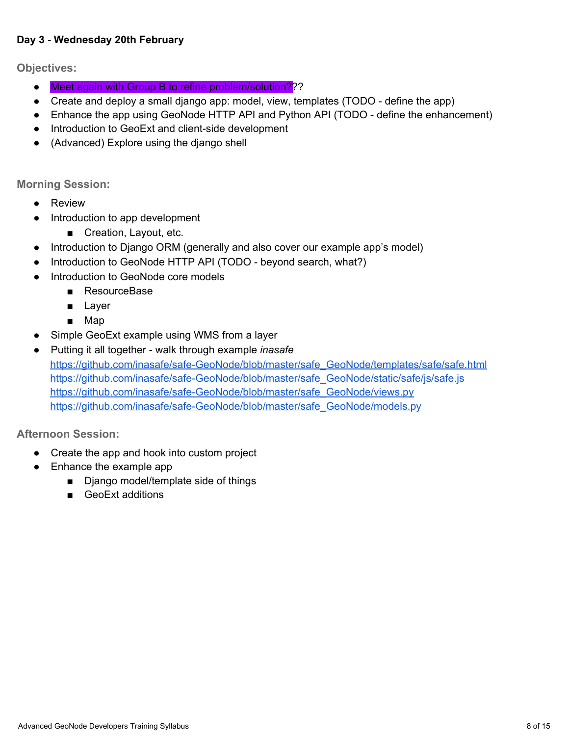**Day 3 - Wednesday 20th February**

### Objectives:

- Meet again with Group B to refine problem/solution???
- Create and deploy a small django app: model, view, templates (TODO - define the app)
- Enhance the app using GeoNode HTTP API and Python API (TODO - define the enhancement)
- Introduction to GeoExt and client-side development
- (Advanced) Explore using the django shell

### Morning Session:

- Review
- Introduction to app development
  - Creation, Layout, etc.
- Introduction to Django ORM (generally and also cover our example app's model)
- Introduction to GeoNode HTTP API (TODO - beyond search, what?)
- Introduction to GeoNode core models
  - ResourceBase
  - Layer
  - Map
- Simple GeoExt example using WMS from a layer
- Putting it all together - walk through example *inasafe*
  https://github.com/inasafe/safe-GeoNode/blob/master/safe_GeoNode/templates/safe/safe.html
  https://github.com/inasafe/safe-GeoNode/blob/master/safe_GeoNode/static/safe/js/safe.js
  https://github.com/inasafe/safe-GeoNode/blob/master/safe_GeoNode/views.py
  https://github.com/inasafe/safe-GeoNode/blob/master/safe_GeoNode/models.py

### Afternoon Session:

- Create the app and hook into custom project
- Enhance the example app
  - Django model/template side of things
  - GeoExt additions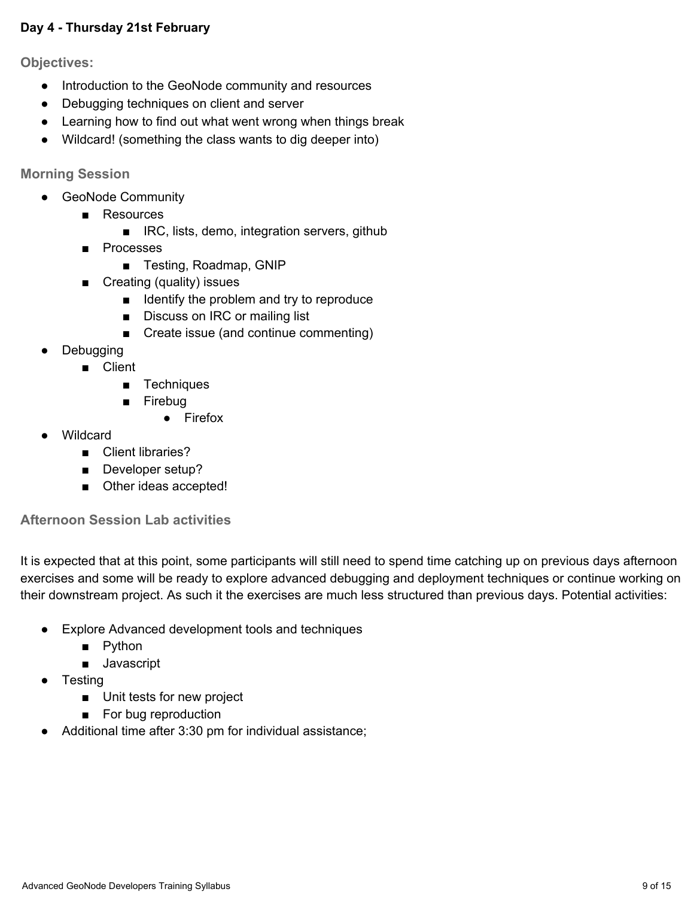**Day 4 - Thursday 21st February**

### Objectives:

- Introduction to the GeoNode community and resources
- Debugging techniques on client and server
- Learning how to find out what went wrong when things break
- Wildcard! (something the class wants to dig deeper into)

### Morning Session

- GeoNode Community
    - Resources
        - IRC, lists, demo, integration servers, github
    - Processes
        - Testing, Roadmap, GNIP
    - Creating (quality) issues
        - Identify the problem and try to reproduce
        - Discuss on IRC or mailing list
        - Create issue (and continue commenting)
- Debugging
    - Client
        - Techniques
        - Firebug
            - Firefox
- Wildcard
    - Client libraries?
    - Developer setup?
    - Other ideas accepted!

### Afternoon Session Lab activities

It is expected that at this point, some participants will still need to spend time catching up on previous days afternoon exercises and some will be ready to explore advanced debugging and deployment techniques or continue working on their downstream project. As such it the exercises are much less structured than previous days. Potential activities:

- Explore Advanced development tools and techniques
    - Python
    - Javascript
- Testing
    - Unit tests for new project
    - For bug reproduction
- Additional time after 3:30 pm for individual assistance;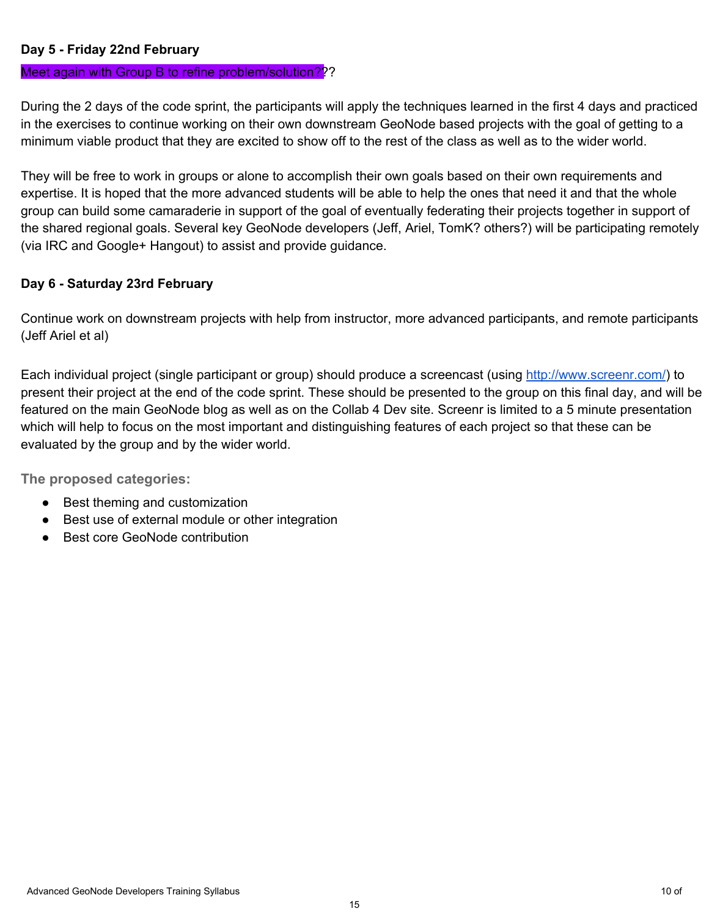**Day 5 - Friday 22nd February**

Meet again with Group B to refine problem/solution???

During the 2 days of the code sprint, the participants will apply the techniques learned in the first 4 days and practiced in the exercises to continue working on their own downstream GeoNode based projects with the goal of getting to a minimum viable product that they are excited to show off to the rest of the class as well as to the wider world.

They will be free to work in groups or alone to accomplish their own goals based on their own requirements and expertise. It is hoped that the more advanced students will be able to help the ones that need it and that the whole group can build some camaraderie in support of the goal of eventually federating their projects together in support of the shared regional goals. Several key GeoNode developers (Jeff, Ariel, TomK? others?) will be participating remotely (via IRC and Google+ Hangout) to assist and provide guidance.

**Day 6 - Saturday 23rd February**

Continue work on downstream projects with help from instructor, more advanced participants, and remote participants (Jeff Ariel et al)

Each individual project (single participant or group) should produce a screencast (using [http://www.screenr.com/](http://www.screenr.com/)) to present their project at the end of the code sprint. These should be presented to the group on this final day, and will be featured on the main GeoNode blog as well as on the Collab 4 Dev site. Screenr is limited to a 5 minute presentation which will help to focus on the most important and distinguishing features of each project so that these can be evaluated by the group and by the wider world.

**The proposed categories:**

- Best theming and customization
- Best use of external module or other integration
- Best core GeoNode contribution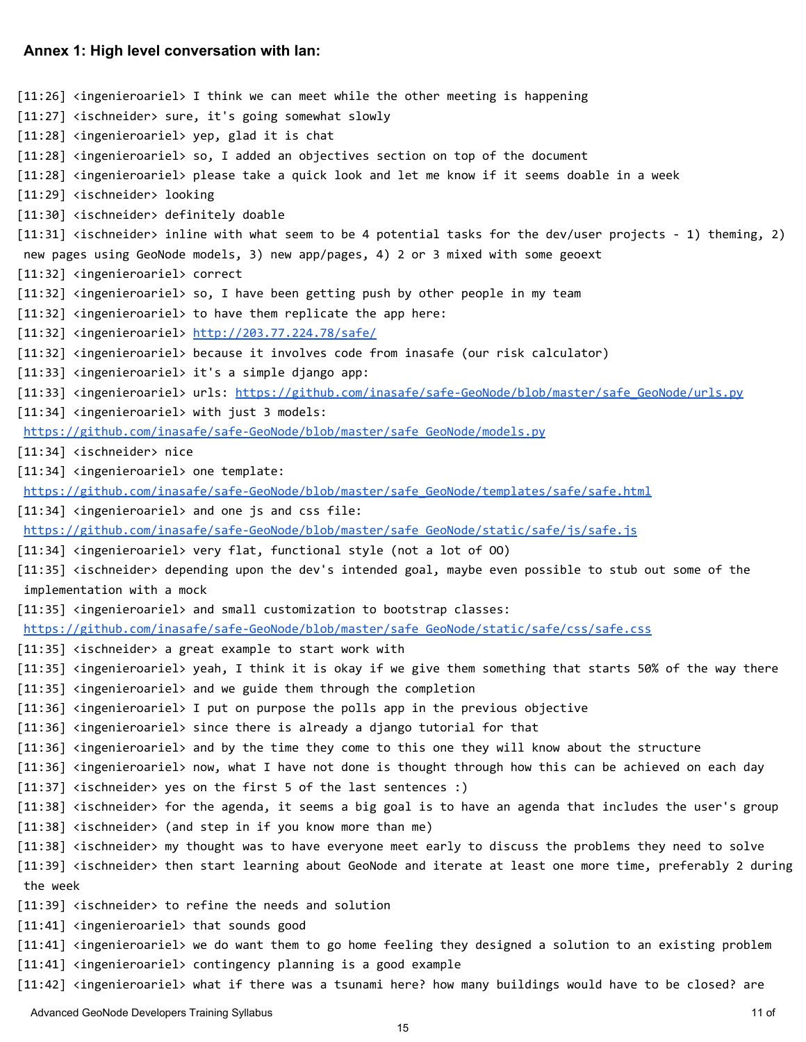### Annex 1: High level conversation with Ian:

```
[11:26] <ingenieroariel> I think we can meet while the other meeting is happening
[11:27] <ischneider> sure, it's going somewhat slowly
[11:28] <ingenieroariel> yep, glad it is chat
[11:28] <ingenieroariel> so, I added an objectives section on top of the document
[11:28] <ingenieroariel> please take a quick look and let me know if it seems doable in a week
[11:29] <ischneider> looking
[11:30] <ischneider> definitely doable
[11:31] <ischneider> inline with what seem to be 4 potential tasks for the dev/user projects - 1) theming, 2)
new pages using GeoNode models, 3) new app/pages, 4) 2 or 3 mixed with some geoext
[11:32] <ingenieroariel> correct
[11:32] <ingenieroariel> so, I have been getting push by other people in my team
[11:32] <ingenieroariel> to have them replicate the app here:
[11:32] <ingenieroariel> http://203.77.224.78/safe/
[11:32] <ingenieroariel> because it involves code from inasafe (our risk calculator)
[11:33] <ingenieroariel> it's a simple django app:
[11:33] <ingenieroariel> urls: https://github.com/inasafe/safe-GeoNode/blob/master/safe_GeoNode/urls.py
[11:34] <ingenieroariel> with just 3 models:
https://github.com/inasafe/safe-GeoNode/blob/master/safe_GeoNode/models.py
[11:34] <ischneider> nice
[11:34] <ingenieroariel> one template:
https://github.com/inasafe/safe-GeoNode/blob/master/safe_GeoNode/templates/safe/safe.html
[11:34] <ingenieroariel> and one js and css file:
https://github.com/inasafe/safe-GeoNode/blob/master/safe_GeoNode/static/safe/js/safe.js
[11:34] <ingenieroariel> very flat, functional style (not a lot of OO)
[11:35] <ischneider> depending upon the dev's intended goal, maybe even possible to stub out some of the
implementation with a mock
[11:35] <ingenieroariel> and small customization to bootstrap classes:
https://github.com/inasafe/safe-GeoNode/blob/master/safe_GeoNode/static/safe/css/safe.css
[11:35] <ischneider> a great example to start work with
[11:35] <ingenieroariel> yeah, I think it is okay if we give them something that starts 50% of the way there
[11:35] <ingenieroariel> and we guide them through the completion
[11:36] <ingenieroariel> I put on purpose the polls app in the previous objective
[11:36] <ingenieroariel> since there is already a django tutorial for that
[11:36] <ingenieroariel> and by the time they come to this one they will know about the structure
[11:36] <ingenieroariel> now, what I have not done is thought through how this can be achieved on each day
[11:37] <ischneider> yes on the first 5 of the last sentences :)
[11:38] <ischneider> for the agenda, it seems a big goal is to have an agenda that includes the user's group
[11:38] <ischneider> (and step in if you know more than me)
[11:38] <ischneider> my thought was to have everyone meet early to discuss the problems they need to solve
[11:39] <ischneider> then start learning about GeoNode and iterate at least one more time, preferably 2 during
the week
[11:39] <ischneider> to refine the needs and solution
[11:41] <ingenieroariel> that sounds good
[11:41] <ingenieroariel> we do want them to go home feeling they designed a solution to an existing problem
[11:41] <ingenieroariel> contingency planning is a good example
[11:42] <ingenieroariel> what if there was a tsunami here? how many buildings would have to be closed? are
```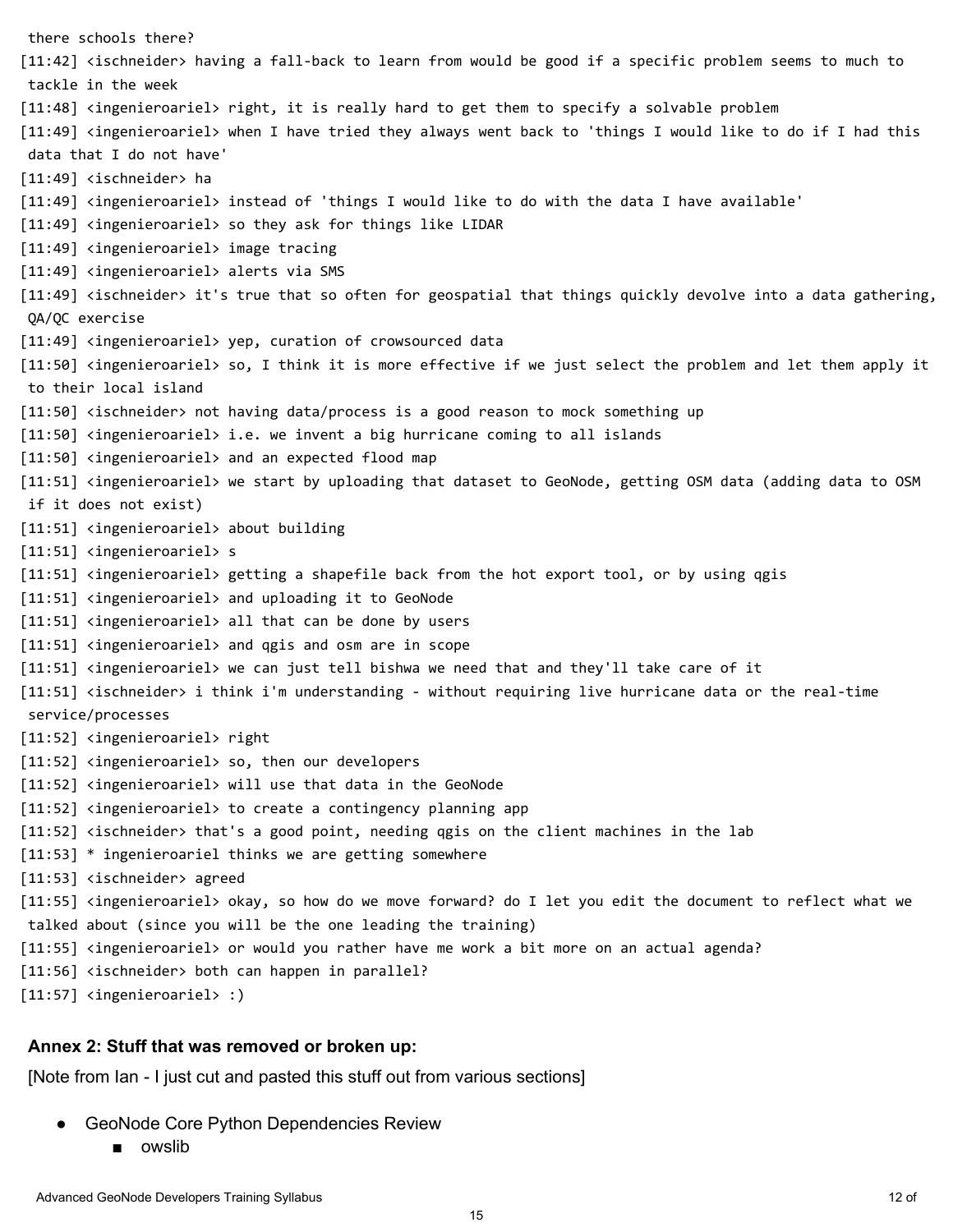there schools there?

[11:42] <ischneider> having a fall-back to learn from would be good if a specific problem seems to much to tackle in the week

[11:48] <ingenieroariel> right, it is really hard to get them to specify a solvable problem

[11:49] <ingenieroariel> when I have tried they always went back to 'things I would like to do if I had this data that I do not have'

[11:49] <ischneider> ha

[11:49] <ingenieroariel> instead of 'things I would like to do with the data I have available'

[11:49] <ingenieroariel> so they ask for things like LIDAR

[11:49] <ingenieroariel> image tracing

[11:49] <ingenieroariel> alerts via SMS

[11:49] <ischneider> it's true that so often for geospatial that things quickly devolve into a data gathering, QA/QC exercise

[11:49] <ingenieroariel> yep, curation of crowsourced data

[11:50] <ingenieroariel> so, I think it is more effective if we just select the problem and let them apply it to their local island

[11:50] <ischneider> not having data/process is a good reason to mock something up

[11:50] <ingenieroariel> i.e. we invent a big hurricane coming to all islands

[11:50] <ingenieroariel> and an expected flood map

[11:51] <ingenieroariel> we start by uploading that dataset to GeoNode, getting OSM data (adding data to OSM if it does not exist)

[11:51] <ingenieroariel> about building

[11:51] <ingenieroariel> s

[11:51] <ingenieroariel> getting a shapefile back from the hot export tool, or by using qgis

[11:51] <ingenieroariel> and uploading it to GeoNode

[11:51] <ingenieroariel> all that can be done by users

[11:51] <ingenieroariel> and qgis and osm are in scope

[11:51] <ingenieroariel> we can just tell bishwa we need that and they'll take care of it

[11:51] <ischneider> i think i'm understanding - without requiring live hurricane data or the real-time service/processes

[11:52] <ingenieroariel> right

[11:52] <ingenieroariel> so, then our developers

[11:52] <ingenieroariel> will use that data in the GeoNode

[11:52] <ingenieroariel> to create a contingency planning app

[11:52] <ischneider> that's a good point, needing qgis on the client machines in the lab

[11:53] * ingenieroariel thinks we are getting somewhere

[11:53] <ischneider> agreed

[11:55] <ingenieroariel> okay, so how do we move forward? do I let you edit the document to reflect what we talked about (since you will be the one leading the training)

[11:55] <ingenieroariel> or would you rather have me work a bit more on an actual agenda?

[11:56] <ischneider> both can happen in parallel?

[11:57] <ingenieroariel> :)

### Annex 2: Stuff that was removed or broken up:

[Note from Ian - I just cut and pasted this stuff out from various sections]

- GeoNode Core Python Dependencies Review
    - owslib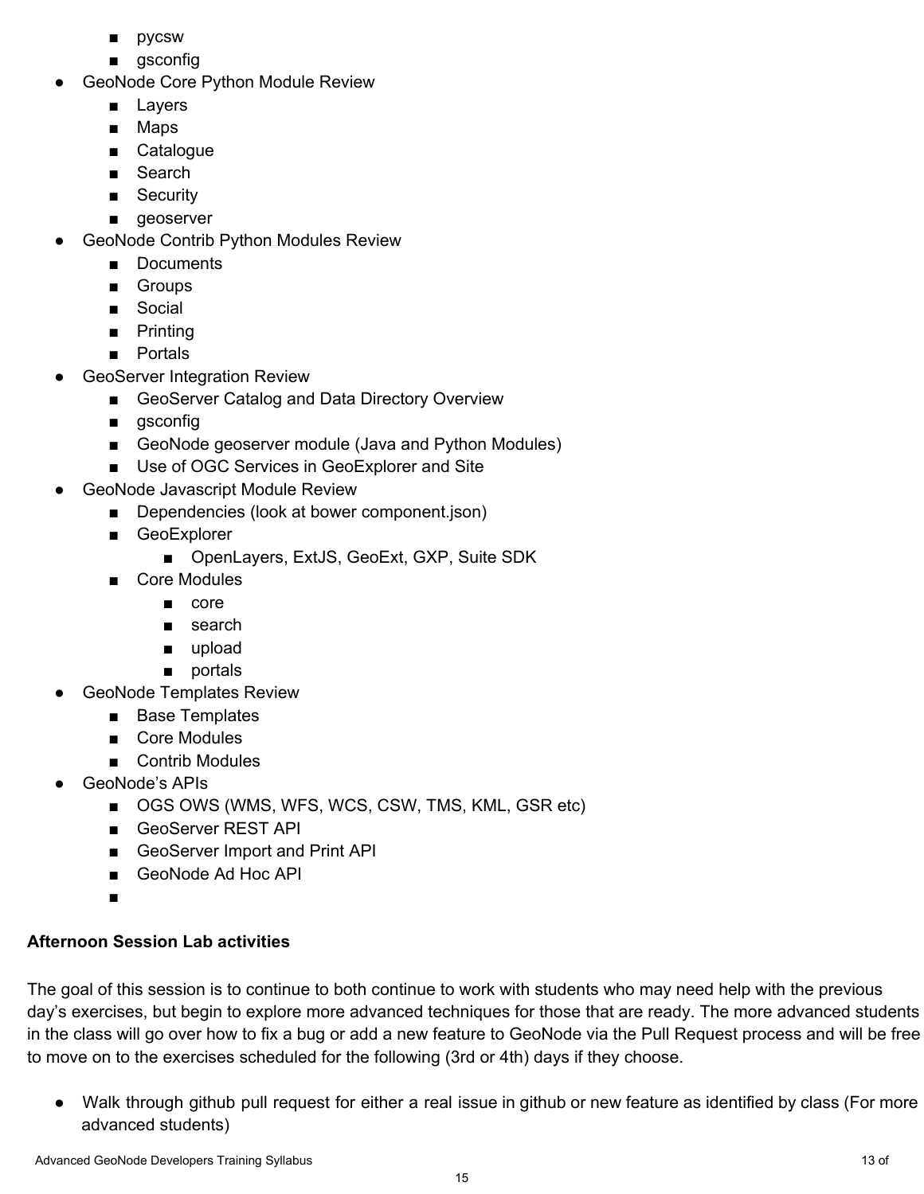- pycsw
    - gsconfig
- GeoNode Core Python Module Review
    - Layers
    - Maps
    - Catalogue
    - Search
    - Security
    - geoserver
- GeoNode Contrib Python Modules Review
    - Documents
    - Groups
    - Social
    - Printing
    - Portals
- GeoServer Integration Review
    - GeoServer Catalog and Data Directory Overview
    - gsconfig
    - GeoNode geoserver module (Java and Python Modules)
    - Use of OGC Services in GeoExplorer and Site
- GeoNode Javascript Module Review
    - Dependencies (look at bower component.json)
    - GeoExplorer
        - OpenLayers, ExtJS, GeoExt, GXP, Suite SDK
    - Core Modules
        - core
        - search
        - upload
        - portals
- GeoNode Templates Review
    - Base Templates
    - Core Modules
    - Contrib Modules
- GeoNode's APIs
    - OGS OWS (WMS, WFS, WCS, CSW, TMS, KML, GSR etc)
    - GeoServer REST API
    - GeoServer Import and Print API
    - GeoNode Ad Hoc API
    - 

**Afternoon Session Lab activities**

The goal of this session is to continue to both continue to work with students who may need help with the previous day's exercises, but begin to explore more advanced techniques for those that are ready. The more advanced students in the class will go over how to fix a bug or add a new feature to GeoNode via the Pull Request process and will be free to move on to the exercises scheduled for the following (3rd or 4th) days if they choose.

- Walk through github pull request for either a real issue in github or new feature as identified by class (For more advanced students)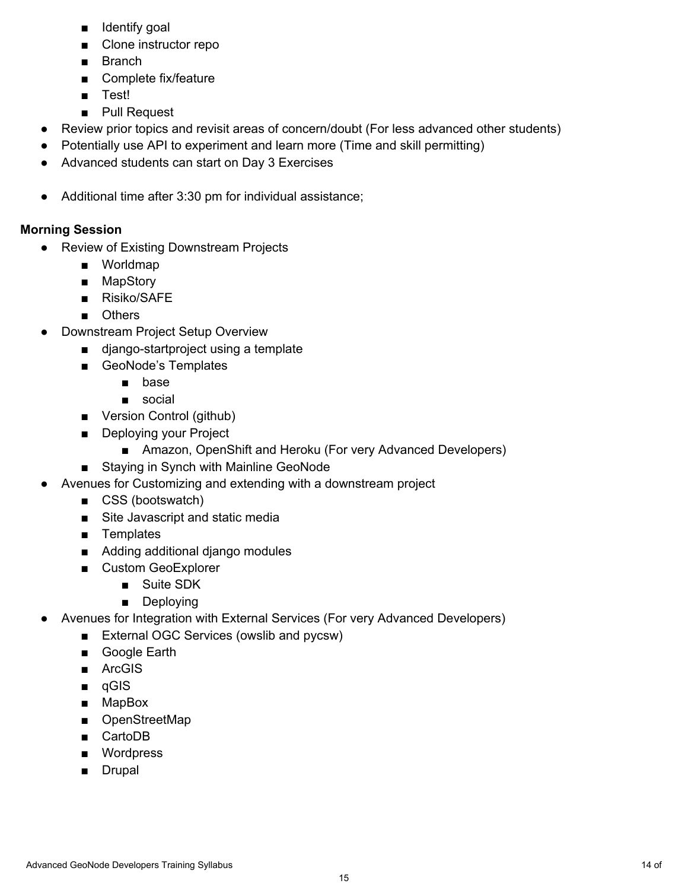- Identify goal
    - Clone instructor repo
    - Branch
    - Complete fix/feature
    - Test!
    - Pull Request
- Review prior topics and revisit areas of concern/doubt (For less advanced other students)
- Potentially use API to experiment and learn more (Time and skill permitting)
- Advanced students can start on Day 3 Exercises

- Additional time after 3:30 pm for individual assistance;

**Morning Session**

- Review of Existing Downstream Projects
    - Worldmap
    - MapStory
    - Risiko/SAFE
    - Others
- Downstream Project Setup Overview
    - django-startproject using a template
    - GeoNode's Templates
        - base
        - social
    - Version Control (github)
    - Deploying your Project
        - Amazon, OpenShift and Heroku (For very Advanced Developers)
    - Staying in Synch with Mainline GeoNode
- Avenues for Customizing and extending with a downstream project
    - CSS (bootswatch)
    - Site Javascript and static media
    - Templates
    - Adding additional django modules
    - Custom GeoExplorer
        - Suite SDK
        - Deploying
- Avenues for Integration with External Services (For very Advanced Developers)
    - External OGC Services (owslib and pycsw)
    - Google Earth
    - ArcGIS
    - qGIS
    - MapBox
    - OpenStreetMap
    - CartoDB
    - Wordpress
    - Drupal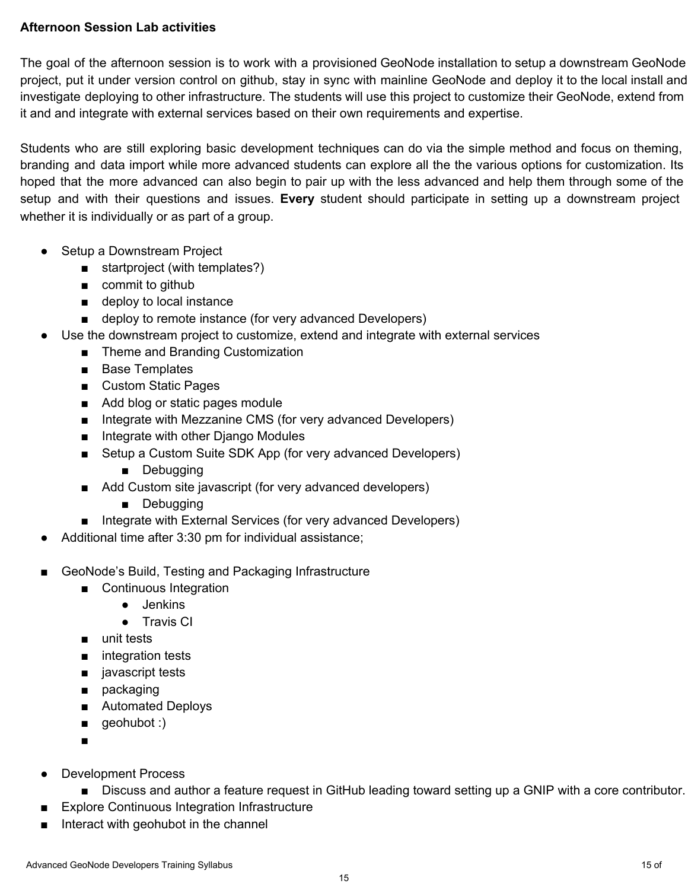**Afternoon Session Lab activities**

The goal of the afternoon session is to work with a provisioned GeoNode installation to setup a downstream GeoNode project, put it under version control on github, stay in sync with mainline GeoNode and deploy it to the local install and investigate deploying to other infrastructure. The students will use this project to customize their GeoNode, extend from it and and integrate with external services based on their own requirements and expertise.

Students who are still exploring basic development techniques can do via the simple method and focus on theming, branding and data import while more advanced students can explore all the the various options for customization. Its hoped that the more advanced can also begin to pair up with the less advanced and help them through some of the setup and with their questions and issues. **Every** student should participate in setting up a downstream project whether it is individually or as part of a group.

- Setup a Downstream Project
  - startproject (with templates?)
  - commit to github
  - deploy to local instance
  - deploy to remote instance (for very advanced Developers)
- Use the downstream project to customize, extend and integrate with external services
  - Theme and Branding Customization
  - Base Templates
  - Custom Static Pages
  - Add blog or static pages module
  - Integrate with Mezzanine CMS (for very advanced Developers)
  - Integrate with other Django Modules
  - Setup a Custom Suite SDK App (for very advanced Developers)
    - Debugging
  - Add Custom site javascript (for very advanced developers)
    - Debugging
  - Integrate with External Services (for very advanced Developers)
- Additional time after 3:30 pm for individual assistance;

- GeoNode's Build, Testing and Packaging Infrastructure
  - Continuous Integration
    - Jenkins
    - Travis CI
  - unit tests
  - integration tests
  - javascript tests
  - packaging
  - Automated Deploys
  - geohubot :)
  -

- Development Process
  - Discuss and author a feature request in GitHub leading toward setting up a GNIP with a core contributor.
- Explore Continuous Integration Infrastructure
- Interact with geohubot in the channel